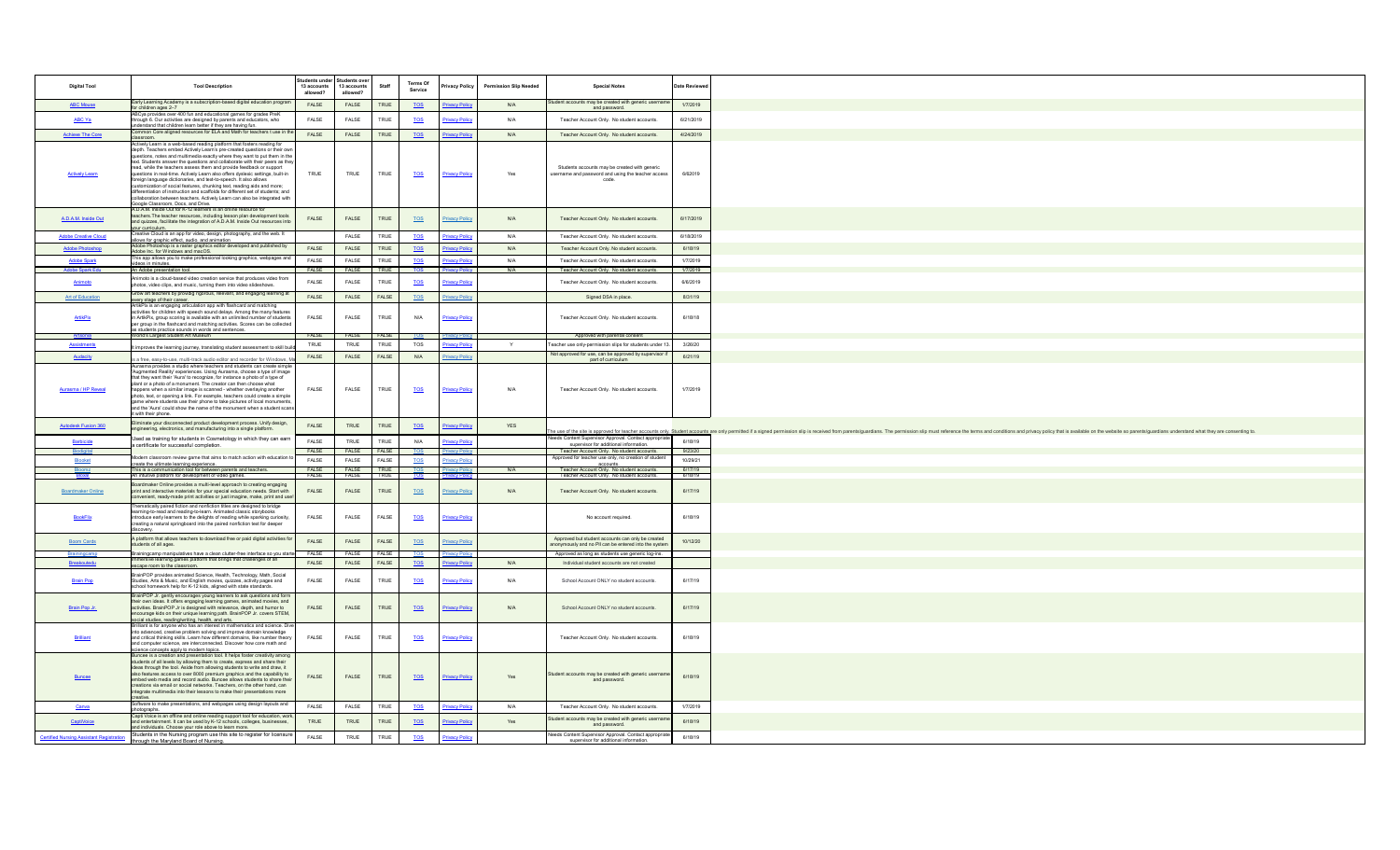| Digital Tool | Tool Description | Students under 13 accounts allowed? | Students over 13 accounts allowed? | Staff | Terms Of Service | Privacy Policy | Permission Slip Needed | Special Notes | Date Reviewed |
|---|---|---|---|---|---|---|---|---|---|
| ABC Mouse | Early Learning Academy is a subscription-based digital education program for children ages 2–7 | FALSE | FALSE | TRUE | TOS | Privacy Policy | N/A | Student accounts may be created with generic username and password. | 1/7/2019 |
| ABC Ya | ABCya provides over 400 fun and educational games for grades PreK through 6. Our activities are designed by parents and educators, who understand that children learn better if they are having fun. | FALSE | FALSE | TRUE | TOS | Privacy Policy | N/A | Teacher Account Only. No student accounts. | 6/21/2019 |
| Achieve The Core | Common Core aligned resources for ELA and Math for teachers t use in the classroom. | FALSE | FALSE | TRUE | TOS | Privacy Policy | N/A | Teacher Account Only. No student accounts. | 4/24/2019 |
| Actively Learn | Actively Learn is a web-based reading platform that fosters reading for depth. Teachers embed Actively Learn's pre-created questions or their own questions, notes and multimedia exactly where they want to put them in the text. Students answer the questions and collaborate with their peers as they read, while the teachers assess them and provide feedback or support questions in real-time. Actively Learn also offers dyslexic settings, built-in foreign language dictionaries, and text-to-speech. It also allows customization of social features, chunking text, reading aids and more; differentiation of instruction and scaffolds for different set of students; and collaboration between teachers. Actively Learn can also be integrated with Google Classroom, Docs, and Drive. | TRUE | TRUE | TRUE | TOS | Privacy Policy | Yes | Students accounts may be created with generic username and password and using the teacher access code. | 6/62019 |
| A.D.A.M. Inside Out | A.D.A.M. Inside Out for K-12 learners is an online resource for teachers.The teacher resources, including lesson plan development tools and quizzes, facilitate the integration of A.D.A.M. Inside Out resources into your curriculum. | FALSE | FALSE | TRUE | TOS | Privacy Policy | N/A | Teacher Account Only. No student accounts. | 6/17/2019 |
| Adobe Creative Cloud | Creative Cloud is an app for video, design, photography, and the web. It allows for graphic effect, audio, and animation. | | FALSE | TRUE | TOS | Privacy Policy | N/A | Teacher Account Only. No student accounts. | 6/18/2019 |
| Adobe Photoshop | Adobe Photoshop is a raster graphics editor developed and published by Adobe Inc. for Windows and macOS. | FALSE | FALSE | TRUE | TOS | Privacy Policy | N/A | Teacher Account Only. No student accounts. | 6/18/19 |
| Adobe Spark | This app allows you to make professional looking graphics, webpages and videos in minutes. | FALSE | FALSE | TRUE | TOS | Privacy Policy | N/A | Teacher Account Only. No student accounts. | 1/7/2019 |
| Adobe Spark Edu | An Adobe presentation tool. | FALSE | FALSE | TRUE | TOS | Privacy Policy | N/A | Teacher Account Only. No student accounts. | 1/7/2019 |
| Animoto | Animoto is a cloud-based video creation service that produces video from photos, video clips, and music, turning them into video slideshows. | FALSE | FALSE | TRUE | TOS | Privacy Policy | | Teacher Account Only. No student accounts. | 6/6/2019 |
| Art of Education | Grow art teachers by providing rigorous, relevant, and engaging learning at every stage of their career. | FALSE | FALSE | FALSE | TOS | Privacy Policy | | Signed DSA in place. | 8/31/19 |
| ArtikPix | ArtikPix is an engaging articulation app with flashcard and matching activities for children with speech sound delays. Among the many features in ArtikPix, group scoring is available with an unlimited number of students per group in the flashcard and matching activities. Scores can be collected as students practice sounds in words and sentences. | FALSE | FALSE | TRUE | N/A | Privacy Policy | | Teacher Account Only. No student accounts. | 6/18/18 |
| Artsonia | World's Largest Student Art Museum | FALSE | FALSE | FALSE | TOS | Privacy Policy | | Approved with parental consent | |
| Assistments | It improves the learning journey, translating student assessment to skill build | TRUE | TRUE | TRUE | TOS | Privacy Policy | Y | Teacher use only-permission slips for students under 13. | 3/26/20 |
| Audacity | is a free, easy-to-use, multi-track audio editor and recorder for Windows, Ma | FALSE | FALSE | FALSE | N/A | Privacy Policy | | Not approved for use, can be approved by supervisor if part of curriculum. | 6/21/19 |
| Aurasma / HP Reveal | Aurasma provides a studio where teachers and students can create simple 'Augmented Reality' experiences. Using Aurasma, choose a type of image that they want their 'Aura' to recognize, for instance a photo of a type of plant or a photo of a monument. The creator can then choose what happens when a similar image is scanned - whether overlaying another photo, text, or opening a link. For example, teachers could create a simple game where students use their phone to take pictures of local monuments, and the 'Aura' could show the name of the monument when a student scans it with their phone. | FALSE | FALSE | TRUE | TOS | Privacy Policy | N/A | Teacher Account Only. No student accounts. | 1/7/2019 |
| Autodesk Fusion 360 | Eliminate your disconnected product development process. Unify design, engineering, electronics, and manufacturing into a single platform. | FALSE | TRUE | TRUE | TOS | Privacy Policy | YES | The use of the site is approved for teacher accounts only. Student accounts are only permitted if a signed permission slip is received from parents/guardians. The permission slip must reference the terms and conditions and privacy policy that is available on the website so parents/guardians understand what they are consenting to. | |
| Barbicide | Used as training for students in Cosmetology in which they can earn a certificate for successful completion. | FALSE | TRUE | TRUE | N/A | Privacy Policy | | Needs Content Supervisor Approval. Contact appropriate supervisor for additional information. | 6/18/19 |
| Blackbird | | FALSE | FALSE | FALSE | TOS | Privacy Policy | | Teacher Account Only. No student accounts. | 6/23/20 |
| Blooket | Modern classroom review game that aims to match action with education to create the ultimate learning experience. | FALSE | FALSE | FALSE | TOS | Privacy Policy | | Approved for teacher use only, no creation of student accounts. | 10/29/21 |
| Bloomz | This is a communication tool for between parents and teachers. | FALSE | FALSE | TRUE | TOS | Privacy Policy | N/A | Teacher Account Only. No student accounts. | 6/17/19 |
| Bloxels | An intuitive platform for development of video games. | FALSE | FALSE | TRUE | TOS | Privacy Policy | | Teacher Account Only. No student accounts. | 6/18/19 |
| Boardmaker Online | Boardmaker Online provides a multi-level approach to creating engaging print and interactive materials for your special education needs. Start with convenient, ready-made print activities or just imagine, make, print and use! | FALSE | FALSE | TRUE | TOS | Privacy Policy | N/A | Teacher Account Only. No student accounts. | 6/17/19 |
| BookFlix | Thematically paired fiction and nonfiction titles are designed to bridge learning-to-read and reading-to-learn. Animated classic storybooks introduce early learners to the delights of reading while sparking curiosity, creating a natural springboard into the paired nonfiction text for deeper discovery. | FALSE | FALSE | FALSE | TOS | Privacy Policy | | No account required. | 6/18/19 |
| Boom Cards | A platform that allows teachers to download free or paid digital activities for students of all ages. | FALSE | FALSE | FALSE | TOS | Privacy Policy | | Approved but student accounts can only be created anonymously and no PII can be entered into the system | 10/12/20 |
| Brainingcamp | Brainingcamp manipulatives have a clean clutter-free interface so you starte | FALSE | FALSE | FALSE | TOS | Privacy Policy | | Approved as long as students use generic log-ins. | |
| Breakoutedu | Immersive learning games platform that brings that challenges of an escape room to the classroom. | FALSE | FALSE | FALSE | TOS | Privacy Policy | N/A | individual student accounts are not created | |
| Brain Pop | BrainPOP provides animated Science, Health, Technology, Math, Social Studies, Arts & Music, and English movies, quizzes, activity pages and school homework help for K-12 kids, aligned with state standards. | FALSE | FALSE | TRUE | TOS | Privacy Policy | N/A | School Account ONLY no student accounts. | 6/17/19 |
| Brain Pop Jr. | BrainPOP Jr. gently encourages young learners to ask questions and form their own ideas. It offers engaging learning games, animated movies, and activities. BrainPOP Jr is designed with relevance, depth, and humor to encourage kids on their unique learning path. BrainPOP Jr. covers STEM, social studies, reading/writing, health, and arts. | FALSE | FALSE | TRUE | TOS | Privacy Policy | N/A | School Account ONLY no student accounts. | 6/17/19 |
| Brilliant | Brilliant is for anyone who has an interest in mathematics and science. Dive into advanced, creative problem solving and improve domain knowledge and critical thinking skills. Learn how different domains, like number theory and computer science, are interconnected. Discover how core math and science concepts apply to modern topics. | FALSE | FALSE | TRUE | TOS | Privacy Policy | | Teacher Account Only. No student accounts. | 6/18/19 |
| Buncee | Buncee is a creation and presentation tool. It helps foster creativity among students of all levels by allowing them to create, express and share their ideas through the tool. Aside from allowing students to write and draw, it also features access to over 8000 premium graphics and the capability to embed web media and record audio. Buncee allows students to share their creations via email or social networks. Teachers, on the other hand, can integrate multimedia into their lessons to make their presentations more creative. | FALSE | FALSE | TRUE | TOS | Privacy Policy | Yes | Student accounts may be created with generic username and password. | 6/18/19 |
| Canva | Software to make presentations, and webpages using design layouts and photographs. | FALSE | FALSE | TRUE | TOS | Privacy Policy | N/A | Teacher Account Only. No student accounts. | 1/7/2019 |
| CaptiVoice | Capti Voice is an offline and online reading support tool for education, work, and entertainment. It can be used by K-12 schools, colleges, businesses, and individuals. Choose your role above to learn more. | TRUE | TRUE | TRUE | TOS | Privacy Policy | Yes | Student accounts may be created with generic username and password. | 6/18/19 |
| Certified Nursing Assistant Registration | Students in the Nursing program use this site to register for licensure through the Maryland Board of Nursing. | FALSE | TRUE | TRUE | TOS | Privacy Policy | | Needs Content Supervisor Approval. Contact appropriate supervisor for additional information. | 6/18/19 |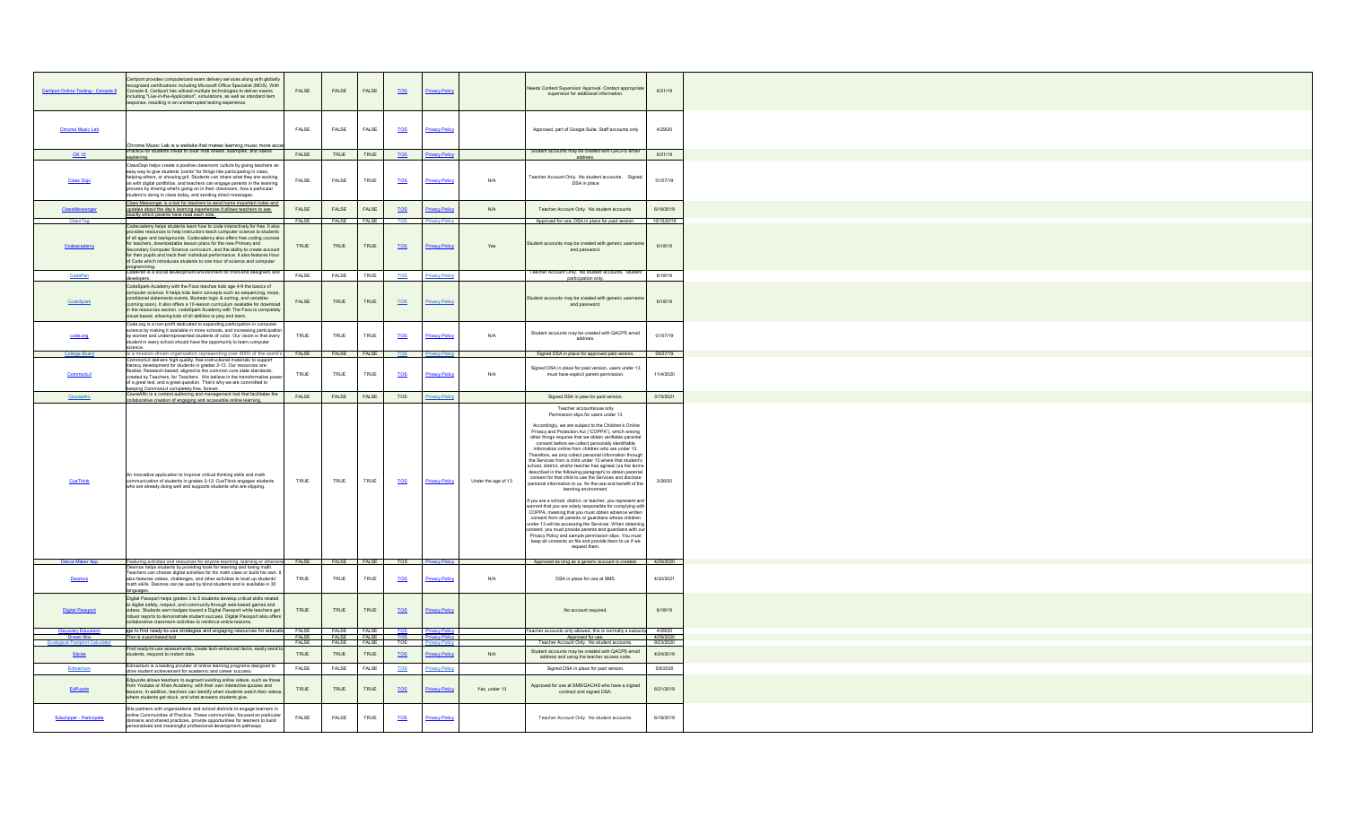| | | | | | | | | | |
|---|---|---|---|---|---|---|---|---|---|
| Certiport Online Testing - Console 8 | Certiport provides computerized exam delivery services along with globally recognized certifications including Microsoft Office Specialist (MOS). With Console 8, Certiport has utilized multiple technologies to deliver exams including "Live-in-the-Application", simulations, as well as standard item response, resulting in an uninterrupted testing experience. | FALSE | FALSE | FALSE | TOS | Privacy Policy | | Needs Content Supervisor Approval. Contact appropriate supervisor for additional information. | 6/21/19 |
| Chrome Music Lab | Chrome Music Lab is a website that makes learning music more acces | FALSE | FALSE | FALSE | TOS | Privacy Policy | | Approved, part of Google Suite. Staff accounts only | 4/29/20 |
| CK 12 | Practice for students linked to clear note sheets, examples, and videos explaining. | FALSE | TRUE | TRUE | TOS | Privacy Policy | | Student accounts may be created with QACPS email address. | 6/21/19 |
| Class Dojo | ClassDojo helps create a positive classroom culture by giving teachers an easy way to give students "points" for things like participating in class, helping others, or showing grit. Students can share what they are working on with digital portfolios, and teachers can engage parents in the learning process by sharing what's going on in their classroom, how a particular student is doing in class today, and sending direct messages. | FALSE | FALSE | TRUE | TOS | Privacy Policy | N/A | Teacher Account Only. No student accounts. Signed DSA in place | 01/07/19 |
| ClassMessenger | Class Messenger is a tool for teachers to send home important notes and updates about the day's learning experiences.It allows teachers to see exactly which parents have read each note. | FALSE | FALSE | FALSE | TOS | Privacy Policy | N/A | Teacher Account Only. No student accounts. | 6/18/2019 |
| ClassTag | | FALSE | FALSE | FALSE | TOS | Privacy Policy | | Approved for use, DSA in place for paid version. | 10/15/2019 |
| Codeacademy | Codecademy helps students learn how to code interactively for free. It also provides resources to help instructors teach computer science to students of all ages and backgrounds. Codecademy also offers free coding courses for teachers, downloadable lesson plans for the new Primary and Secondary Computer Science curriculum, and the ability to create account for their pupils and track their individual performance. It also features Hour of Code which introduces students to one hour of science and computer programming. | TRUE | TRUE | TRUE | TOS | Privacy Policy | Yes | Student accounts may be created with generic username and password. | 6/18/19 |
| CodePen | CodePen is a social development environment for front-end designers and developers. | FALSE | FALSE | TRUE | TOS | Privacy Policy | | Teacher Account Only. No student accounts. Student participation only. | 6/18/19 |
| CodeSpark | CodeSpark Academy with the Foos teaches kids age 4-9 the basics of computer science. It helps kids learn concepts such as sequencing, loops, conditional statements events, Boolean logic & sorting, and variables (coming soon). It also offers a 10-lesson curriculum available for download in the resources section. codeSpark Academy with The Foos is completely visual based, allowing kids of all abilities to play and learn. | FALSE | TRUE | TRUE | TOS | Privacy Policy | | Student accounts may be created with generic username and password. | 6/18/19 |
| code.org | Code.org is a non-profit dedicated to expanding participation in computer science by making it available in more schools, and increasing participation by women and underrepresented students of color. Our vision is that every student in every school should have the opportunity to learn computer science. | TRUE | TRUE | TRUE | TOS | Privacy Policy | N/A | Student accounts may be created with QACPS email address. | 01/07/19 |
| College Board | is a mission-driven organization representing over 6000 of the world's | FALSE | FALSE | FALSE | TOS | Privacy Policy | | Signed DSA in place for approved paid version. | 09/27/19 |
| CommonLit | CommonLit delivers high-quality, free instructional materials to support literacy development for students in grades 2-12. Our resources are: flexible; Research-based; aligned to the common core state standards; created by Teachers, for Teachers. We believe in the transformative power of a great text, and a great question. That's why we are committed to keeping CommonLit completely free, forever. | TRUE | TRUE | TRUE | TOS | Privacy Policy | N/A | Signed DSA in place for paid version, users under 13 must have explicit parent permission. | 11/4/2020 |
| CourseArc | CourseARC is a content authoring and management tool that facilitates the collaborative creation of engaging and accessible online learning. | FALSE | FALSE | FALSE | TOS | Privacy Policy | | Signed DSA in plae for paid version. | 3/15/2021 |
| CueThink | An innovative application to improve critical thinking skills and math communication of students in grades 2-12. CueThink engages students who are already doing well and supports students who are slipping. | TRUE | TRUE | TRUE | TOS | Privacy Policy | Under the age of 13 | Teacher accounts/use only Permission slips for users under 13 Accordingly, we are subject to the Children's Online Privacy and Protection Act ("COPPA"), which among other things requires that we obtain verifiable parental consent before we collect personally identifiable information online from children who are under 13. Therefore, we only collect personal information through the Services from a child under 13 where that student's school, district, and/or teacher has agreed (via the terms described in the following paragraph) to obtain parental consent for that child to use the Services and disclose personal information to us, for the use and benefit of the learning environment. If you are a school, district, or teacher, you represent and warrant that you are solely responsible for complying with COPPA, meaning that you must obtain advance written consent from all parents or guardians whose children under 13 will be accessing the Services. When obtaining consent, you must provide parents and guardians with our Privacy Policy and sample permission slips. You must keep all consents on file and provide them to us if we request them. | 3/26/20 |
| Dance Maker App | Featuring activities and resources for anyone teaching, learning or otherwise | FALSE | FALSE | FALSE | TOS | Privacy Policy | | Approved as long as a generic account is created. | 4/29/2020 |
| Desmos | Desmos helps students by providing tools for learning and loving math. Teachers can choose digital activities for his math class or build his own. It also features videos, challenges, and other activities to level up students' math skills. Desmos can be used by blind students and is available in 30 languages. | TRUE | TRUE | TRUE | TOS | Privacy Policy | N/A | DSA in place for use at SMS. | 4/30/2021 |
| Digital Passport | Digital Passport helps grades 3 to 5 students develop critical skills related to digital safety, respect, and community through web-based games and videos. Students earn badges toward a Digital Passport while teachers get robust reports to demonstrate student success. Digital Passport also offers collaborative classroom activities to reinforce online lessons. | TRUE | TRUE | TRUE | TOS | Privacy Policy | | No account required. | 6/18/19 |
| Discovery Education | ge to find ready-to-use strategies and engaging resources for educato | FALSE | FALSE | FALSE | TOS | Privacy Policy | | Teacher accounts only allowed, this is normally a subscrip | 4/29/20 |
| Dream Box | This is a purchased tool | FALSE | FALSE | FALSE | TOS | Privacy Policy | | Approved for use. | 4/29/2020 |
| Ecological Footprint Calculator | | FALSE | FALSE | FALSE | TOS | Privacy Policy | | Teacher Account Only. No student accounts. | 9/23/2020 |
| Edcite | Find ready-to-use assessments, create tech-enhanced items, easily send to students, respond to instant data. | TRUE | TRUE | TRUE | TOS | Privacy Policy | N/A | Student accounts may be created with QACPS email address and using the teacher access code. | 4/24/2019 |
| Edmentum | Edmentum is a leading provider of online learning programs designed to drive student achievement for academic and career success. | FALSE | FALSE | FALSE | TOS | Privacy Policy | | Signed DSA in place for paid version. | 5/6/2020 |
| EdPuzzle | Edpuzzle allows teachers to augment existing online videos, such as those from Youtube or Khan Academy, with their own interactive quizzes and lessons. In addition, teachers can identify when students watch their videos, where students get stuck, and what answers students give. | TRUE | TRUE | TRUE | TOS | Privacy Policy | Yes, under 13 | Approved for use at SMS/QACHS who have a signed contract and signed DSA. | 6/21/2019 |
| Educlipper - Participate | Site partners with organizations and school districts to engage learners in online Communities of Practice. These communities, focused on particular domains and shared practices, provide opportunities for learners to build personalized and meaningful professional development pathways. | FALSE | FALSE | TRUE | TOS | Privacy Policy | | Teacher Account Only. No student accounts. | 6/18/2019 |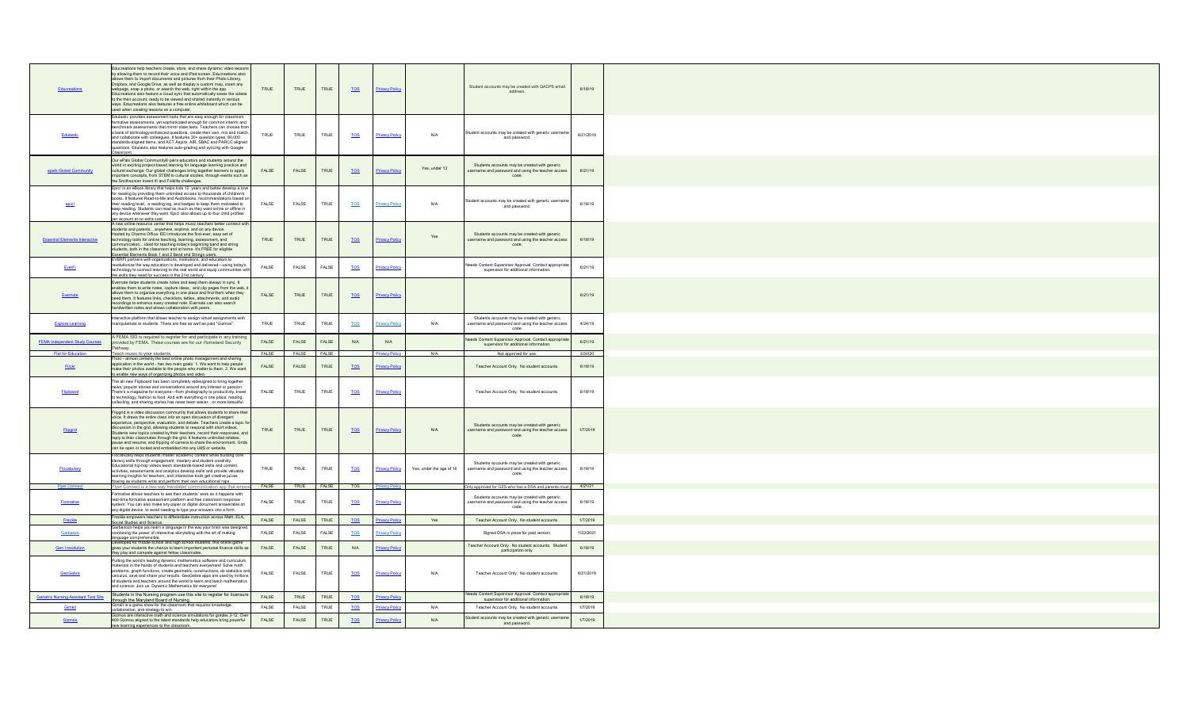| | | | | | | | | | |
|---|---|---|---|---|---|---|---|---|---|
| Educreations | Educreations help teachers create, store, and share dynamic video lessons by allowing them to record their voice and iPad screen. Educreations also allows them to import documents and pictures from their Photo Library, Dropbox, and Google Drive, as well as display a custom map, insert any webpage, snap a photo, or search the web, right within the app. Educreations also feature a cloud sync that automatically saves the videos to the their account, ready to be viewed and shared instantly in various ways. Educreations also features a free online whiteboard which can be used when creating lessons on a computer. | TRUE | TRUE | TRUE | TOS | Privacy Policy | | Student accounts may be created with QACPS email address. | 6/18/19 |
| Edulastic | Edulastic provides assessment tools that are easy enough for classroom formative assessments, yet sophisticated enough for common interim and benchmark assessments that mirror state tests. Teachers can choose from a bank of technology-enhanced questions, create their own, mix and match and collaborate with colleagues. It features 30+ question types, 80,000 standards-aligned items, and ACT Aspire, AIR, SBAC and PARCC aligned questions. Edulastic also features auto-grading and syncing with Google Classroom. | TRUE | TRUE | TRUE | TOS | Privacy Policy | N/A | Student accounts may be created with generic username and password. | 6/21/2019 |
| epals Global Community | Our ePals Global Community® pairs educators and students around the world in exciting project-based learning for language learning practice and cultural exchange. Our global challenges bring together learners to apply important concepts, from STEM to cultural studies, through events such as the Smithsonian Invent It! and Folklife challenges. | FALSE | FALSE | TRUE | TOS | Privacy Policy | Yes, under 13 | Students accounts may be created with generic username and password and using the teacher access code. | 6/21/19 |
| epic! | Epic! is an eBook library that helps kids 12 years and below develop a love for reading by providing them unlimited access to thousands of children's books. It features Read-to-Me and Audiobooks, recommendations based on their reading level, a reading log, and badges to keep them motivated to keep reading. Students can read as much as they want online or offline in any device whenever they want. Epic! also allows up to four child profiles per account at no extra cost. | FALSE | FALSE | TRUE | TOS | Privacy Policy | N/A | Student accounts may be created with generic username and password. | 6/18/19 |
| Essential Elements Interactive | A new online resource center that helps music teachers better connect with students and parents... anywhere, anytime, and on any device. Hosted by Charms Office, EEi introduces the first-ever, easy set of technology tools for online teaching, learning, assessment, and communication... ideal for teaching today's beginning band and string students, both in the classroom and at home. It's FREE for eligible Essential Elements Book 1 and 2 Band and Strings users. | TRUE | TRUE | TRUE | TOS | Privacy Policy | Yes | Students accounts may be created with generic username and password and using the teacher access code. | 6/18/19 |
| EverFi | EVERFI partners with organizations, institutions, and educators to revolutionize the way education is developed and delivered—using today's technology to connect learning to the real world and equip communities with the skills they need for success in the 21st century. | FALSE | FALSE | FALSE | TOS | Privacy Policy | | Needs Content Supervisor Approval. Contact appropriate supervisor for additional information. | 6/21/19 |
| Evernote | Evernote helps students create notes and keep them always in sync. It enables them to write notes, capture ideas, and clip pages from the web. It allows them to organize everything in one place and find them when they need them. It features links, checklists, tables, attachments, and audio recordings to enhance every created note. Evernote can also search handwritten notes and allows collaboration with peers. | FALSE | TRUE | TRUE | TOS | Privacy Policy | | | 6/21/19 |
| Explore Learning | Interactive platform that allows teacher to assign virtual assignments with manipulatives to students. There are free as well as paid "Gizmos". | TRUE | TRUE | TRUE | TOS | Privacy Policy | N/A | Students accounts may be created with generic username and password and using the teacher access code. | 4/24/19 |
| FEMA Independent Study Courses | A FEMA SID is required to register for and participate in any training provided by FEMA. These courses are for our Homeland Security Pathway. | FALSE | FALSE | FALSE | N/A | N/A | | Needs Content Supervisor Approval. Contact appropriate supervisor for additional information. | 6/21/19 |
| Flat for Education | Teach music to your students. | FALSE | FALSE | FALSE | | Privacy Policy | N/A | Not approved for use. | 3/30/20 |
| Flickr | Flickr - almost certainly the best online photo management and sharing application in the world - has two main goals: 1. We want to help people make their photos available to the people who matter to them. 2. We want to enable new ways of organizing photos and video. | FALSE | FALSE | TRUE | TOS | Privacy Policy | | Teacher Account Only. No student accounts. | 6/18/19 |
| Flipboard | The all-new Flipboard has been completely redesigned to bring together news, popular stories and conversations around any interest or passion. There's a magazine for everyone—from photography to productivity, travel to technology, fashion to food. And with everything in one place, reading, collecting, and sharing stories has never been easier... or more beautiful. | FALSE | TRUE | TRUE | TOS | Privacy Policy | | Teacher Account Only. No student accounts. | 6/18/19 |
| Flipgrid | Flipgrid is a video discussion community that allows students to share their voice. It draws the entire class into an open discussion of divergent experience, perspective, evaluation, and debate. Teachers create a topic for discussion in the grid, allowing students to respond with short videos. Students view topics created by their teachers, record their responses, and reply to their classmates through the grid. It features unlimited retakes, pause and resume, and flipping of camera to share the environment. Grids can be open or locked and embedded into any LMS or website. | TRUE | TRUE | TRUE | TOS | Privacy Policy | N/A | Students accounts may be created with generic username and password and using the teacher access code. | 1/7/2019 |
| Flocabulary | Flocabulary helps students master academic content while building core literacy skills through engagement, mastery and student creativity. Educational hip-hop videos teach standards-based skills and content, activities, assessments and analytics develop skills and provide valuable learning insights for teachers, and interactive tools get creative juices flowing as students write and perform their own educational raps. | TRUE | TRUE | TRUE | TOS | Privacy Policy | Yes, under the age of 16 | Students accounts may be created with generic username and password and using the teacher access code. | 6/18/19 |
| Flyer Connect | Flyer Connect is a two-way translated communication app that empo | FALSE | TRUE | FALSE | TOS | Privacy Policy | | Only approved for GES who has a DSA and parents must | 4/21/21 |
| Formative | Formative allows teachers to see their students' work as it happens with real-time formative assessment platform and free classroom response system. You can also make any paper or digital document answerable on any digital device, to avoid needing to type your answers into a form. | FALSE | TRUE | TRUE | TOS | Privacy Policy | | Students accounts may be created with generic username and password and using the teacher access code. | 6/18/19 |
| Freckle | Freckle empowers teachers to differentiate instruction across Math, ELA, Social Studies and Science. | FALSE | FALSE | TRUE | TOS | Privacy Policy | Yes | Teacher Account Only. No student accounts. | 1/7/2019 |
| Garbanzo | Garbanzo helps you learn a language in the way your brain was designed, combining the power of interactive storytelling with the art of making language comprehensible. | FALSE | FALSE | FALSE | TOS | Privacy Policy | | Signed DSA in place for paid version. | 1/22/2021 |
| Gen I revolution | Developed for middle school and high school students, this online game gives your students the chance to learn important personal finance skills as they play and compete against fellow classmates. | FALSE | FALSE | TRUE | N/A | Privacy Policy | | Teacher Account Only. No student accounts. Student participation only. | 6/18/19 |
| GeoGebra | Putting the world's leading dynamic mathematics software and curriculum materials in the hands of students and teachers everywhere! Solve math problems, graph functions, create geometric constructions, do statistics and calculus, save and share your results. GeoGebra apps are used by millions of students and teachers around the world to learn and teach mathematics and science. Join us: Dynamic Mathematics for everyone! | FALSE | FALSE | TRUE | TOS | Privacy Policy | N/A | Teacher Account Only. No student accounts. | 6/21/2019 |
| Geriatric Nursing Assistant Test Site | Students in the Nursing program use this site to register for licensure through the Maryland Board of Nursing. | FALSE | TRUE | TRUE | TOS | Privacy Policy | | Needs Content Supervisor Approval. Contact appropriate supervisor for additional information. | 6/18/19 |
| Gimkit | Gimkit is a game show for the classroom that requires knowledge, collaboration, and strategy to win. | FALSE | FALSE | TRUE | TOS | Privacy Policy | N/A | Teacher Account Only. No student accounts. | 1/7/2019 |
| Gizmos | Gizmos are interactive math and science simulations for grades 3-12. Over 400 Gizmos aligned to the latest standards help educators bring powerful new learning experiences to the classroom. | FALSE | FALSE | TRUE | TOS | Privacy Policy | N/A | Student accounts may be created with generic username and password. | 1/7/2019 |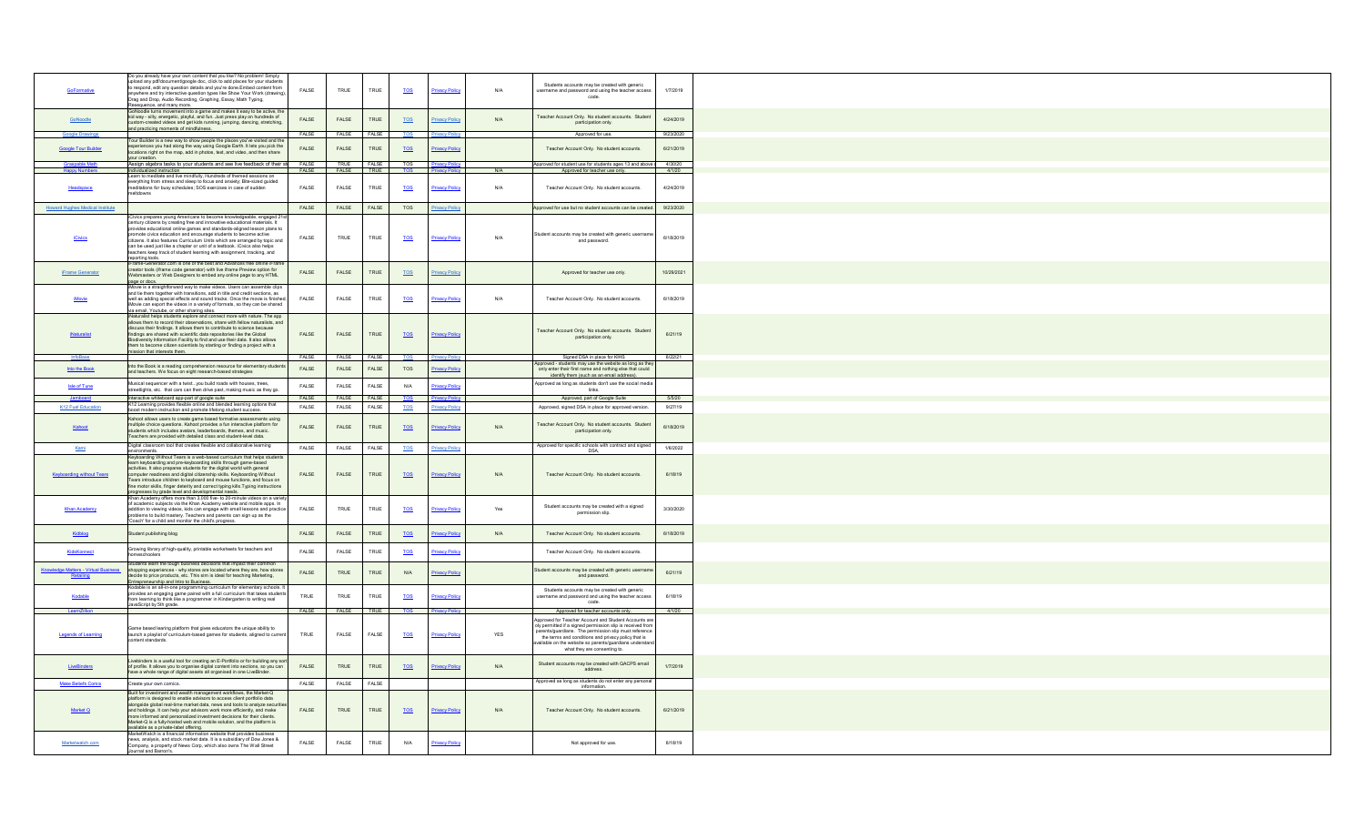| | | | | | | | | | |
|---|---|---|---|---|---|---|---|---|---|
| GoFormative | Do you already have your own content that you like? No problem! Simply upload any pdf/document/google doc, click to add places for your students to respond, edit any question details and you're done.Embed content from anywhere and try interactive question types like Show Your Work (drawing), Drag and Drop, Audio Recording, Graphing, Essay, Math Typing, Resequence, and many more. | FALSE | TRUE | TRUE | TOS | Privacy Policy | N/A | Students accounts may be created with generic username and password and using the teacher access code. | 1/7/2019 |
| GoNoodle | GoNoodle turns movement into a game and makes it easy to be active, the kid way - silly, energetic, playful, and fun. Just press play on hundreds of custom-created videos and get kids running, jumping, dancing, stretching, and practicing moments of mindfulness. | FALSE | FALSE | TRUE | TOS | Privacy Policy | N/A | Teacher Account Only. No student accounts. Student participation only. | 4/24/2019 |
| Google Drawings | | FALSE | FALSE | FALSE | TOS | Privacy Policy | | Approved for use. | 9/23/2020 |
| Google Tour Builder | Tour Builder is a new way to show people the places you've visited and the experiences you had along the way using Google Earth. It lets you pick the locations right on the map, add in photos, text, and video, and then share your creation. | FALSE | FALSE | TRUE | TOS | Privacy Policy | | Teacher Account Only. No student accounts. | 6/21/2019 |
| Graspable Math | Assign algebra tasks to your students and see live feedback of their sk | FALSE | TRUE | FALSE | TOS | Privacy Policy | | Approved for student use for students ages 13 and above | 4/3/2020 |
| Happy Numbers | Individualized instruction | FALSE | FALSE | TRUE | TOS | Privacy Policy | N/A | Approved for teacher use only. | 4/1/20 |
| Headspace | Learn to meditate and live mindfully. Hundreds of themed sessions on everything from stress and sleep to focus and anxiety; Bite-sized guided meditations for busy schedules; SOS exercises in case of sudden meltdowns | FALSE | FALSE | TRUE | TOS | Privacy Policy | N/A | Teacher Account Only. No student accounts. | 4/24/2019 |
| Howard Hughes Medical Institute | | FALSE | FALSE | FALSE | TOS | Privacy Policy | | Approved for use but no student accounts can be created. | 9/23/2020 |
| iCivics | iCivics prepares young Americans to become knowledgeable, engaged 21st century citizens by creating free and innovative educational materials. It provides educational online games and standards-aligned lesson plans to promote civics education and encourage students to become active citizens. It also features Curriculum Units which are arranged by topic and can be used just like a chapter or unit of a textbook. iCivics also helps teachers keep track of student learning with assignment, tracking, and reporting tools. | FALSE | TRUE | TRUE | TOS | Privacy Policy | N/A | Student accounts may be created with generic username and password. | 6/18/2019 |
| iFrame Generator | iFrame-Generator.com is one of the best and Advanced free online iFrame creator tools (iframe code generator) with live iframe Preview option for Webmasters or Web Designers to embed any online page to any HTML page or docs. | FALSE | FALSE | TRUE | TOS | Privacy Policy | | Approved for teacher use only. | 10/29/2021 |
| iMovie | iMovie is a straightforward way to make videos. Users can assemble clips and tie them together with transitions, add in title and credit sections, as well as adding special effects and sound tracks. Once the movie is finished, iMovie can export the videos in a variety of formats, so they can be shared via email, Youtube, or other sharing sites. | FALSE | FALSE | TRUE | TOS | Privacy Policy | N/A | Teacher Account Only. No student accounts. | 6/18/2019 |
| iNaturalist | iNaturalist helps students explore and connect more with nature. The app allows them to record their observations, share with fellow naturalists, and discuss their findings. It allows them to contribute to science because findings are shared with scientific data repositories like the Global Biodiversity Information Facility to find and use their data. It also allows them to become citizen scientists by starting or finding a project with a mission that interests them. | FALSE | FALSE | TRUE | TOS | Privacy Policy | | Teacher Account Only. No student accounts. Student participation only. | 6/21/19 |
| InfoBase | | FALSE | FALSE | FALSE | TOS | Privacy Policy | | Signed DSA in place for KHS | 6/22/21 |
| Into the Book | Into the Book is a reading comprehension resource for elementary students and teachers. We focus on eight research-based strategies | FALSE | FALSE | FALSE | TOS | Privacy Policy | | Approved - students may use the website as long as they only enter their first name and nothing else that could identify them (such as an email address). | |
| Isle of Tune | Musical sequencer with a twist...you build roads with houses, trees, streetlights, etc. then cars can then drive past, making music as they go. | FALSE | FALSE | FALSE | N/A | Privacy Policy | | Approved as long as students don't use the social media links. | |
| Jamboard | Interactive whiteboard app-part of google suite | FALSE | FALSE | FALSE | TOS | Privacy Policy | | Approved, part of Google Suite | 5/5/20 |
| K12 Fuel Education | K12 Learning provides flexible online and blended learning options that boost modern instruction and promote lifelong student success. | FALSE | FALSE | FALSE | TOS | Privacy Policy | | Approved, signed DSA in place for approved version. | 8/27/19 |
| Kahoot | Kahoot allows users to create game based formative assessments using multiple choice questions. Kahoot provides a fun interactive platform for students which includes avatars, leaderboards, themes, and music. Teachers are provided with detailed class and student-level data. | FALSE | FALSE | TRUE | TOS | Privacy Policy | N/A | Teacher Account Only. No student accounts. Student participation only. | 6/18/2019 |
| Kami | Digital classroom tool that creates flexible and collaborative learning environments. | FALSE | FALSE | FALSE | TOS | Privacy Policy | | Approved for specific schools with contract and signed DSA. | 1/6/2022 |
| Keyboarding without Tears | Keyboarding Without Tears is a web-based curriculum that helps students learn keyboarding and pre-keyboarding skills through game-based activities. It also prepares students for the digital world with general computer readiness and digital citizenship skills. Keyboarding Without Tears introduce children to keyboard and mouse functions, and focus on fine motor skills, finger dexterity and correct typing skills.Typing instructions progresses by grade level and developmental needs. | FALSE | FALSE | TRUE | TOS | Privacy Policy | N/A | Teacher Account Only. No student accounts. | 6/18/19 |
| Khan Academy | Khan Academy offers more than 3,000 five- to 20-minute videos on a variety of academic subjects via the Khan Academy website and mobile apps. In addition to viewing videos, kids can engage with small lessons and practice problems to build mastery. Teachers and parents can sign up as the 'Coach' for a child and monitor the child's progress. | FALSE | TRUE | TRUE | TOS | Privacy Policy | Yes | Student accounts may be created with a signed permission slip. | 3/30/2020 |
| Kidblog | Student publishing blog | FALSE | FALSE | TRUE | TOS | Privacy Policy | N/A | Teacher Account Only. No student accounts. | 6/18/2019 |
| KidsKonnect | Growing library of high-quality, printable worksheets for teachers and homeschoolers | FALSE | FALSE | TRUE | TOS | Privacy Policy | | Teacher Account Only. No student accounts. | |
| Knowledge Matters - Virtual Business Retailing | Students learn the tough business decisions that impact their common shopping experiences - why stores are located where they are, how stores decide to price products, etc. This sim is ideal for teaching Marketing, Entrepreneurship and Intro to Business. | FALSE | TRUE | TRUE | N/A | Privacy Policy | | Student accounts may be created with generic username and password. | 6/21/19 |
| Kodable | Kodable is an all-in-one programming curriculum for elementary schools. It provides an engaging game paired with a full curriculum that takes students from learning to think like a programmer in Kindergarten to writing real JavaScript by 5th grade. | TRUE | TRUE | TRUE | TOS | Privacy Policy | | Students accounts may be created with generic username and password and using the teacher access code. | 6/18/19 |
| Learn Zillion | | FALSE | FALSE | TRUE | TOS | Privacy Policy | | Approved for teacher accounts only. | 4/1/20 |
| Legends of Learning | Game based learning platform that gives educators the unique ability to launch a playlist of curriculum-based games for students, aligned to current content standards. | TRUE | FALSE | FALSE | TOS | Privacy Policy | YES | Approved for Teacher Account and Student Accounts are oly permitted if a signed permission slip is received from parents/guardians. The permission slip must reference the terms and conditions and privacy policy that is available on the website so parents/guardians understand what they are consenting to. | |
| LiveBinders | Livebinders is a useful tool for creating an E-Portfolio or for building any sort of profile. It allows you to organise digital content into sections, so you can have a whole range of digital assets all organised in one LiveBinder. | FALSE | TRUE | TRUE | TOS | Privacy Policy | N/A | Student accounts may be created with QACPS email address. | 1/7/2019 |
| Make Beliefs Comix | Create your own comics. | FALSE | FALSE | FALSE | | | | Approved as long as students do not enter any personal information. | |
| Market Q | Built for investment and wealth management workflows, the Market-Q platform is designed to enable advisors to access client portfolio data alongside global real-time market data, news and tools to analyze securities and holdings. It can help your advisors work more efficiently, and make more informed and personalized investment decisions for their clients. Market-Q is a fully-hosted web and mobile solution, and the platform is available as a private-label offering. | FALSE | TRUE | TRUE | TOS | Privacy Policy | N/A | Teacher Account Only. No student accounts. | 6/21/2019 |
| Marketwatch.com | MarketWatch is a financial information website that provides business news, analysis, and stock market data. It is a subsidiary of Dow Jones & Company, a property of News Corp, which also owns The Wall Street Journal and Barron's. | FALSE | FALSE | TRUE | N/A | Privacy Policy | | Not approved for use. | 6/18/19 |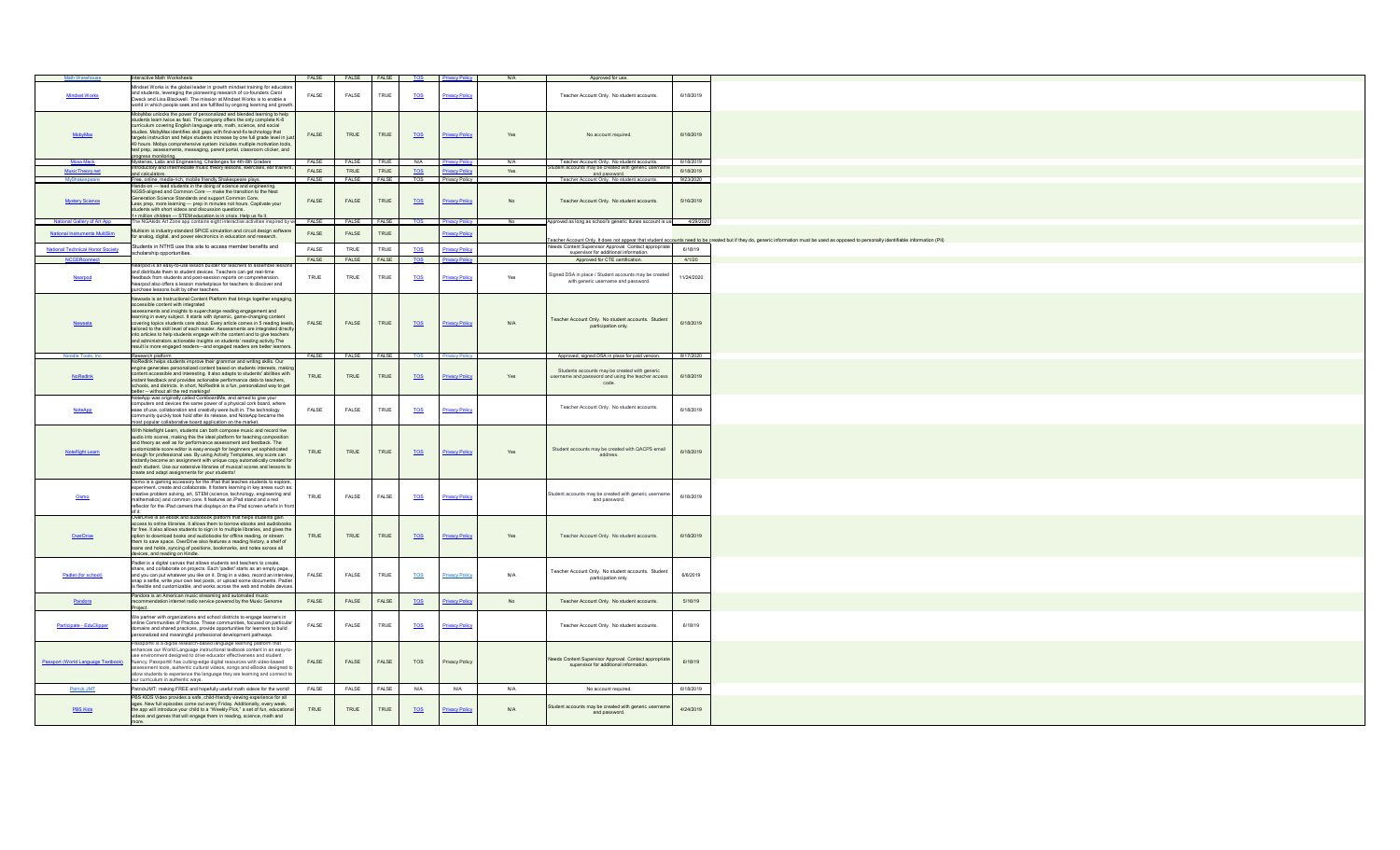| | | | | | | | | | |
|---|---|---|---|---|---|---|---|---|---|
| Math Warehouse | Interactive Math Worksheets | FALSE | FALSE | FALSE | TOS | Privacy Policy | N/A | Approved for use. | |
| Mindset Works | Mindset Works is the global leader in growth mindset training for educators and students, leveraging the pioneering research of co-founders Carol Dweck and Lisa Blackwell. The mission at Mindset Works is to enable a world in which people seek and are fulfilled by ongoing learning and growth. | FALSE | FALSE | TRUE | TOS | Privacy Policy | | Teacher Account Only. No student accounts. | 6/18/2019 |
| MobyMax | MobyMax unlocks the power of personalized and blended learning to help students learn twice as fast. The company offers the only complete K-8 curriculum covering English language arts, math, science, and social studies. MobyMax identifies skill gaps with find-and-fix technology that targets instruction and helps students increase by one full grade level in just 40 hours. Mobys comprehensive system includes multiple motivation tools, test prep, assessments, messaging, parent portal, classroom clicker, and progress monitoring. | FALSE | TRUE | TRUE | TOS | Privacy Policy | Yes | No account required. | 6/18/2019 |
| Moss Mack | Mysteries, Labs and Engineering Challenges for 4th-8th Graders | FALSE | FALSE | TRUE | N/A | Privacy Policy | N/A | Teacher Account Only. No student accounts. | 6/18/2019 |
| MusicTheory.net | Introductory and intermediate music theory lessons, exercises, ear trainers, and calculators. | FALSE | TRUE | TRUE | TOS | Privacy Policy | Yes | Student accounts may be created with generic username and password. | 6/18/2019 |
| MyShakespeare | Free, online, media-rich, mobile friendly Shakespeare plays. | FALSE | FALSE | FALSE | TOS | Privacy Policy | | Teacher Account Only. No student accounts. | 9/23/2020 |
| Mystery Science | Hands-on — lead students in the doing of science and engineering. NGSS-aligned and Common Core — make the transition to the Next Generation Science Standards and support Common Core. Less prep, more learning — prep in minutes not hours. Captivate your students with short videos and discussion questions. 1+ million children — STEM education is in crisis. Help us fix it. | FALSE | FALSE | TRUE | TOS | Privacy Policy | No | Teacher Account Only. No student accounts. | 5/16/2019 |
| National Gallery of Art App | The NGAkids Art Zone app contains eight interactive activities inspired by w | FALSE | FALSE | FALSE | TOS | Privacy Policy | No | Approved as long as school's generic Itunes account is us | 4/29/2020 |
| National Instruments MultiSim | Multisim is industry-standard SPICE simulation and circuit design software for analog, digital, and power electronics in education and research. | FALSE | FALSE | TRUE | | Privacy Policy | | Teacher Account Only. It does not appear that student accounts need to be created but if they do, generic information must be used as oppoesd to personally identifiable information (PII) | |
| National Technical Honor Society | Students in NTHS use this site to access member benefits and scholarship opportunities. | FALSE | TRUE | TRUE | TOS | Privacy Policy | | Needs Content Supervisor Approval. Contact appropriate supervisor for additional information. | 6/18/19 |
| NCCERconnect | | FALSE | FALSE | FALSE | TOS | Privacy Policy | | Approved for CTE certification. | 4/1/20 |
| Nearpod | Nearpod is an easy-to-use lesson builder for teachers to assemble lessons and distribute them to student devices. Teachers can get real-time feedback from students and post-session reports on comprehension. Nearpod also offers a lesson marketplace for teachers to discover and purchase lessons built by other teachers. | TRUE | TRUE | TRUE | TOS | Privacy Policy | Yes | Signed DSA in place / Student accounts may be created with generic username and password. | 11/24/2020 |
| Newsela | Newsela is an Instructional Content Platform that brings together engaging, accessible content with integrated assessments and insights to supercharge reading engagement and learning in every subject. It starts with dynamic, game-changing content covering topics students care about. Every article comes in 5 reading levels, tailored to the skill level of each reader. Assessments are integrated directly into articles to help students engage with the content and to give teachers and administrators actionable insights on students' reading activity.The result is more engaged readers—and engaged readers are better learners. | FALSE | FALSE | TRUE | TOS | Privacy Policy | N/A | Teacher Account Only. No student accounts. Student participation only. | 6/18/2019 |
| Noodle Tools, Inc. | Research platform | FALSE | FALSE | FALSE | TOS | Privacy Policy | | Approved, signed DSA in place for paid version. | 8/17/2020 |
| NoRedInk | NoRedInk helps students improve their grammar and writing skills. Our engine generates personalized content based on students interests, making content accessible and interesting. It also adapts to students' abilities with instant feedback and provides actionable performance data to teachers, schools, and districts. In short, NoRedInk is a fun, personalized way to get better — without all the red markings! | TRUE | TRUE | TRUE | TOS | Privacy Policy | Yes | Students accounts may be created with generic username and password and using the teacher access code. | 6/18/2019 |
| NoteApp | NoteApp was originally called CorkboardMe, and aimed to give your computers and devices the same power of a physical cork board, where ease of use, collaboration and creativity were built in. The technology community quickly took hold after its release, and NoteApp became the most popular collaborative board application on the market. | FALSE | TRUE | TRUE | TOS | Privacy Policy | | Teacher Account Only. No student accounts. | 6/18/2019 |
| Noteflight Learn | With Noteflight Learn, students can both compose music and record live audio into scores, making this the ideal platform for teaching composition and theory as well as for performance assessment and feedback. The customizable score editor is easy enough for beginners yet sophisticated enough for professional use. By using Activity Templates, any score can instantly become an assignment with unique copy automatically created for each student. Use our extensive libraries of musical scores and lessons to create and adapt assignments for your students! | TRUE | TRUE | TRUE | TOS | Privacy Policy | Yes | Student accounts may be created with OACPS email address. | 6/18/2019 |
| Osmo | Osmo is a gaming accessory for the iPad that teaches students to explore, experiment, create and collaborate. It fosters learning in key areas such as: creative problem solving, art, STEM (science, technology, engineering and mathematics) and common core. It features an iPad stand and a red reflector for the iPad camera that displays on the iPad screen what's in front of it. | TRUE | FALSE | FALSE | TOS | Privacy Policy | | Student accounts may be created with generic username and password. | 6/18/2019 |
| OverDrive | OverDrive is an ebook and audiobook platform that helps students gain access to online libraries. It allows them to borrow ebooks and audiobooks for free. It also allows students to sign in to multiple libraries, and gives the option to download books and audiobooks for offline reading, or stream them to save space. OverDrive also features a reading history, a shelf of loans and holds, syncing of positions, bookmarks, and notes across all devices, and reading on Kindle. | TRUE | TRUE | TRUE | TOS | Privacy Policy | Yes | Teacher Account Only. No student accounts. | 6/18/2019 |
| Padlet (for school) | Padlet is a digital canvas that allows students and teachers to create, share, and collaborate on projects. Each 'padlet' starts as an empty page and you can put whatever you like on it. Drag in a video, record an interview, snap a selfie, write your own text posts, or upload some documents. Padlet is flexible and customizable, and works across the web and mobile devices. | FALSE | FALSE | TRUE | TOS | Privacy Policy | N/A | Teacher Account Only. No student accounts. Student participation only. | 6/6/2019 |
| Pandora | Pandora is an American music streaming and automated music recommendation internet radio service powered by the Music Genome Project. | FALSE | FALSE | FALSE | TOS | Privacy Policy | No | Teacher Account Only. No student accounts. | 5/16/19 |
| Participate - EduClipper | We partner with organizations and school districts to engage learners in online Communities of Practice. These communities, focused on particular domains and shared practices, provide opportunities for learners to build personalized and meaningful professional development pathways. | FALSE | FALSE | TRUE | TOS | Privacy Policy | | Teacher Account Only. No student accounts. | 6/18/19 |
| Passport (World Language Textbook) | Passport® is a digital research-based language learning platform that enhances our World Language instructional textbook content in an easy-to-use environment designed to drive educator effectiveness and student fluency. Passport® has cutting-edge digital resources with video-based assessment tools, authentic cultural videos, songs and eBooks designed to allow students to experience the language they are learning and connect to our curriculum in authentic ways. | FALSE | FALSE | FALSE | TOS | Privacy Policy | | Needs Content Supervisor Approval. Contact appropriate supervisor for additional information. | 6/18/19 |
| Patrick JMT | PatrickJMT: making FREE and hopefully useful math videos for the world! | FALSE | FALSE | FALSE | N/A | N/A | N/A | No account required. | 6/18/2019 |
| PBS Kids | PBS KIDS Video provides a safe, child-friendly viewing experience for all ages. New full episodes come out every Friday. Additionally, every week, the app will introduce your child to a "Weekly Pick," a set of fun, educational videos and games that will engage them in reading, science, math and more. | TRUE | TRUE | TRUE | TOS | Privacy Policy | N/A | Student accounts may be created with generic username and password. | 4/24/2019 |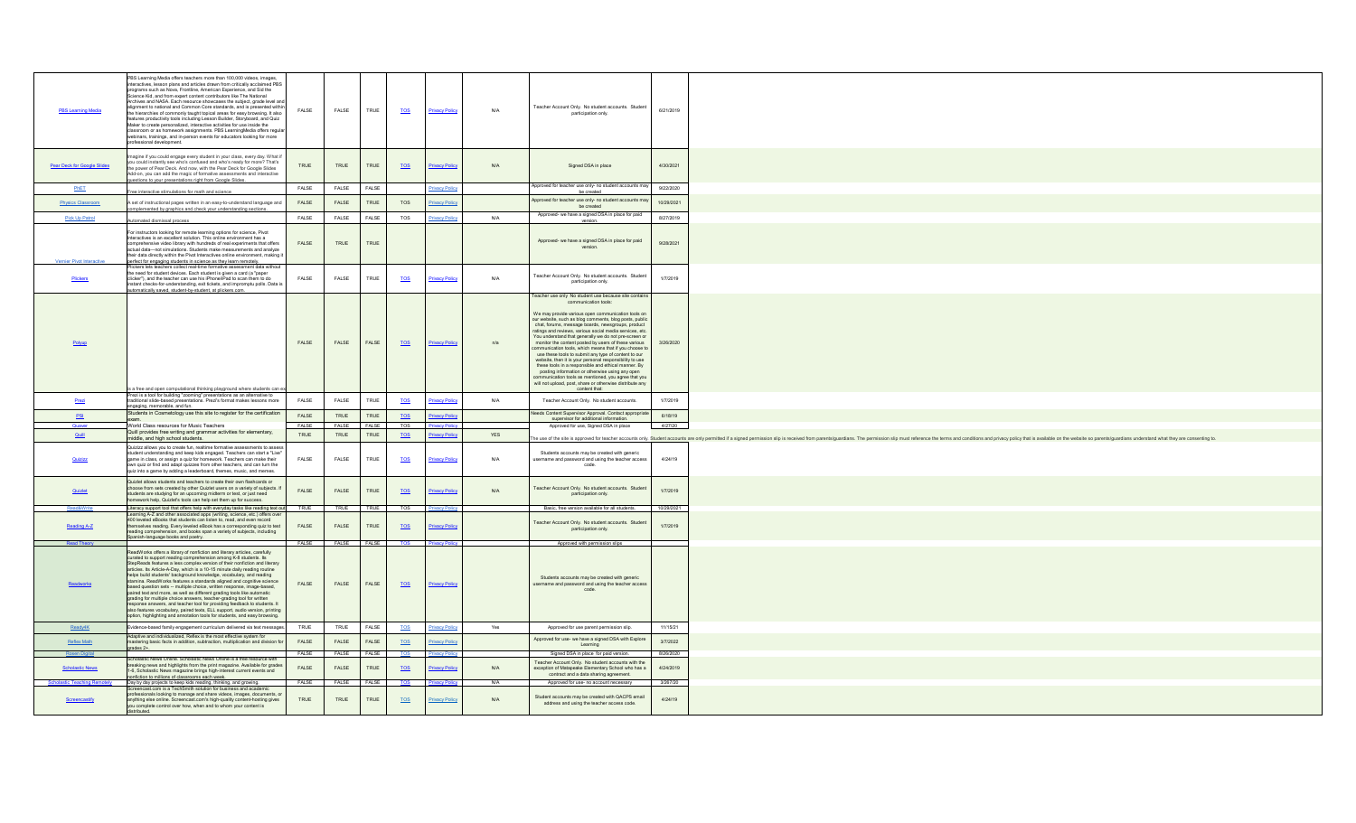| | | | | | | | | | |
|---|---|---|---|---|---|---|---|---|---|
| PBS Learning Media | PBS Learning Media offers teachers more than 100,000 videos, images, interactives, lesson plans and articles drawn from critically acclaimed PBS programs such as Nova, Frontline, American Experience, and Sid the Science Kid, and from expert content contributors like The National Archives and NASA. Each resource showcases the subject, grade level and alignment to national and Common Core standards, and is presented within the hierarchies of commonly taught topical areas for easy browsing. It also features productivity tools including Lesson Builder, Storyboard, and Quiz Maker to create personalized, interactive activities for use inside the classroom or as homework assignments. PBS LearningMedia offers regular webinars, trainings, and in-person events for educators looking for more professional development. | FALSE | FALSE | TRUE | TOS | Privacy Policy | N/A | Teacher Account Only. No student accounts. Student participation only. | 6/21/2019 |
| Pear Deck for Google Slides | Imagine if you could engage every student in your class, every day. What if you could instantly see who's confused and who's ready for more? That's the power of Pear Deck. And now, with the Pear Deck for Google Slides Add-on, you can add the magic of formative assessments and interactive questions to your presentations right from Google Slides. | TRUE | TRUE | TRUE | TOS | Privacy Policy | N/A | Signed DSA in place | 4/30/2021 |
| PhET | Free interactive simulations for math and science | FALSE | FALSE | FALSE | | Privacy Policy | | Approved for teacher use only- no student accounts may be created | 9/22/2020 |
| Physics Classroom | A set of instructional pages written in an easy-to-understand language and complemented by graphics and check your understanding sections. | FALSE | FALSE | TRUE | TOS | Privacy Policy | | Approved for teacher use only- no student accounts may be created | 10/29/2021 |
| Pick Up Patrol | Automated dismissal process | FALSE | FALSE | FALSE | TOS | Privacy Policy | N/A | Approved- we have a signed DSA in place for paid version. | 6/27/2019 |
| Vernier Pivot Interactive | For instructors looking for remote learning options for science, Pivot Interactives is an excellent solution. This online environment has a comprehensive video library with hundreds of real experiments that offers actual data—not simulations. Students make measurements and analyze their data directly within the Pivot Interactives online environment, making it perfect for engaging students in science as they learn remotely. | FALSE | TRUE | TRUE | | | | Approved- we have a signed DSA in place for paid version. | 9/28/2021 |
| Plickers | Plickers lets teachers collect real-time formative assessment data without the need for student devices. Each student is given a card (a "paper clicker"), and the teacher can use his iPhone/iPad to scan them to do instant checks-for-understanding, exit tickets, and impromptu polls. Data is automatically saved, student-by-student, at plickers.com. | FALSE | FALSE | TRUE | TOS | Privacy Policy | N/A | Teacher Account Only. No student accounts. Student participation only. | 1/7/2019 |
| Polyup | is a free and open computational thinking playground where students can ex | FALSE | FALSE | FALSE | TOS | Privacy Policy | n/a | Teacher use only. No student use because site contains communication tools: We may provide various open communication tools on our website, such as blog comments, blog posts, public chat, forums, message boards, newsgroups, product ratings and reviews, various social media services, etc. You understand that generally we do not pre-screen or monitor the content posted by users of these various communication tools, which means that if you choose to use these tools to submit any type of content to our website, then it is your personal responsibility to use these tools in a responsible and ethical manner. By posting information or otherwise using any open communication tools as mentioned, you agree that you will not upload, post, share or otherwise distribute any content that: | 3/26/2020 |
| Prezi | Prezi is a tool for building "zooming" presentations as an alternative to traditional slide-based presentations. Prezi's format makes lessons more engaging, memorable, and fun. | FALSE | FALSE | TRUE | TOS | Privacy Policy | N/A | Teacher Account Only. No student accounts. | 1/7/2019 |
| PSI | Students in Cosmetology use this site to register for the certification exam. | FALSE | TRUE | TRUE | TOS | Privacy Policy | | Needs Content Supervisor Approval. Contact appropriate supervisor for additional information. | 6/18/19 |
| Quaver | World Class resources for Music Teachers | FALSE | FALSE | FALSE | TOS | Privacy Policy | | Approved for use. Signed DSA in place | 4/27/20 |
| Quill | Quill provides free writing and grammar activities for elementary, middle, and high school students. | TRUE | TRUE | TRUE | TOS | Privacy Policy | YES | The use of the site is approved for teacher accounts only. Student accounts are only permitted if a signed permission slip is received from parents/guardians. The permission slip must reference the terms and conditions and privacy policy that is available on the website so parents/guardians understand what they are consenting to. | |
| Quizizz | Quizizz allows you to create fun, realtime formative assessments to assess student understanding and keep kids engaged. Teachers can start a "Live" game in class, or assign a quiz for homework. Teachers can make their own quiz or find and adapt quizzes from other teachers, and can turn the quiz into a game by adding a leaderboard, themes, music, and memes. | FALSE | FALSE | TRUE | TOS | Privacy Policy | N/A | Students accounts may be created with generic username and password and using the teacher access code. | 4/24/19 |
| Quizlet | Quizlet allows students and teachers to create their own flashcards or choose from sets created by other Quizlet users on a variety of subjects. If students are studying for an upcoming midterm or test, or just need homework help, Quizlet's tools can help set them up for success. | FALSE | FALSE | TRUE | TOS | Privacy Policy | N/A | Teacher Account Only. No student accounts. Student participation only. | 1/7/2019 |
| Read&Write | Literacy support tool that offers help with everyday tasks like reading text out | TRUE | TRUE | TRUE | TOS | Privacy Policy | | Basic, free version available for all students. | 10/29/2021 |
| Reading A-Z | Learning A-Z and other associated apps (writing, science, etc.) offers over 400 leveled eBooks that students can listen to, read, and even record themselves reading. Every leveled eBook has a corresponding quiz to test reading comprehension, and books span a variety of subjects, including Spanish-language books and poetry. | FALSE | FALSE | TRUE | TOS | Privacy Policy | N/A | Teacher Account Only. No student accounts. Student participation only. | 1/7/2019 |
| Read Theory | | FALSE | FALSE | FALSE | TOS | Privacy Policy | | Approved with permission slips | |
| Readworks | ReadWorks offers a library of nonfiction and literary articles, carefully curated to support reading comprehension among K-8 students. Its StepReads features a less complex version of their nonfiction and literary articles. Its Article-A-Day, which is a 10-15 minute daily reading routine helps build students' background knowledge, vocabulary, and reading stamina. ReadWorks features a standards aligned and cognitive science based question sets -- multiple choice, written response, image-based, paired text and more, as well as different grading tools like automatic grading for multiple choice answers, teacher-grading tool for written response answers, and teacher tool for providing feedback to students. It also features vocabulary, paired texts, ELL support, audio version, printing option, highlighting and annotation tools for students, and easy browsing. | FALSE | FALSE | FALSE | TOS | Privacy Policy | | Students accounts may be created with generic username and password and using the teacher access code. | |
| Ready4K | Evidence-based family engagement curriculum delivered via text messages. | TRUE | TRUE | FALSE | TOS | Privacy Policy | Yes | Approved for use parent permission slip. | 11/15/21 |
| Reflex Math | Adaptive and individualized, Reflex is the most effective system for mastering basic facts in addition, subtraction, multiplication and division for grades 2+. | FALSE | FALSE | FALSE | TOS | Privacy Policy | | Approved for use- we have a signed DSA with Explore Learning | 3/7/2022 |
| Rosen Digital | | FALSE | FALSE | FALSE | TOS | Privacy Policy | | Signed DSA in place for paid version. | 8/26/2020 |
| Scholastic News | Scholastic News Online is a free resource with breaking news and highlights from the print magazine. Available for grades 1-6, Scholastic News magazine brings high-interest current events and nonfiction to millions of classrooms each week. | FALSE | FALSE | TRUE | TOS | Privacy Policy | N/A | Teacher Account Only. No student accounts with the exception of Metapeake Elementary School who has a contract and a data sharing agreement. | 4/24/2019 |
| Scholastic Teaching Remotely | Day by day projects to keep kids reading, thinking, and growing | FALSE | FALSE | FALSE | TOS | Privacy Policy | N/A | Approved for use- no account necessary | 3/26/'20 |
| Screencastify | Screencast.com is a TechSmith solution for business and academic professionals looking to manage and share videos, images, documents, or anything else online. Screencast.com's high-quality content-hosting gives you complete control over how, when and to whom your content is distributed. | TRUE | TRUE | TRUE | TOS | Privacy Policy | N/A | Student accounts may be created with QACPS email address and using the teacher access code. | 4/24/19 |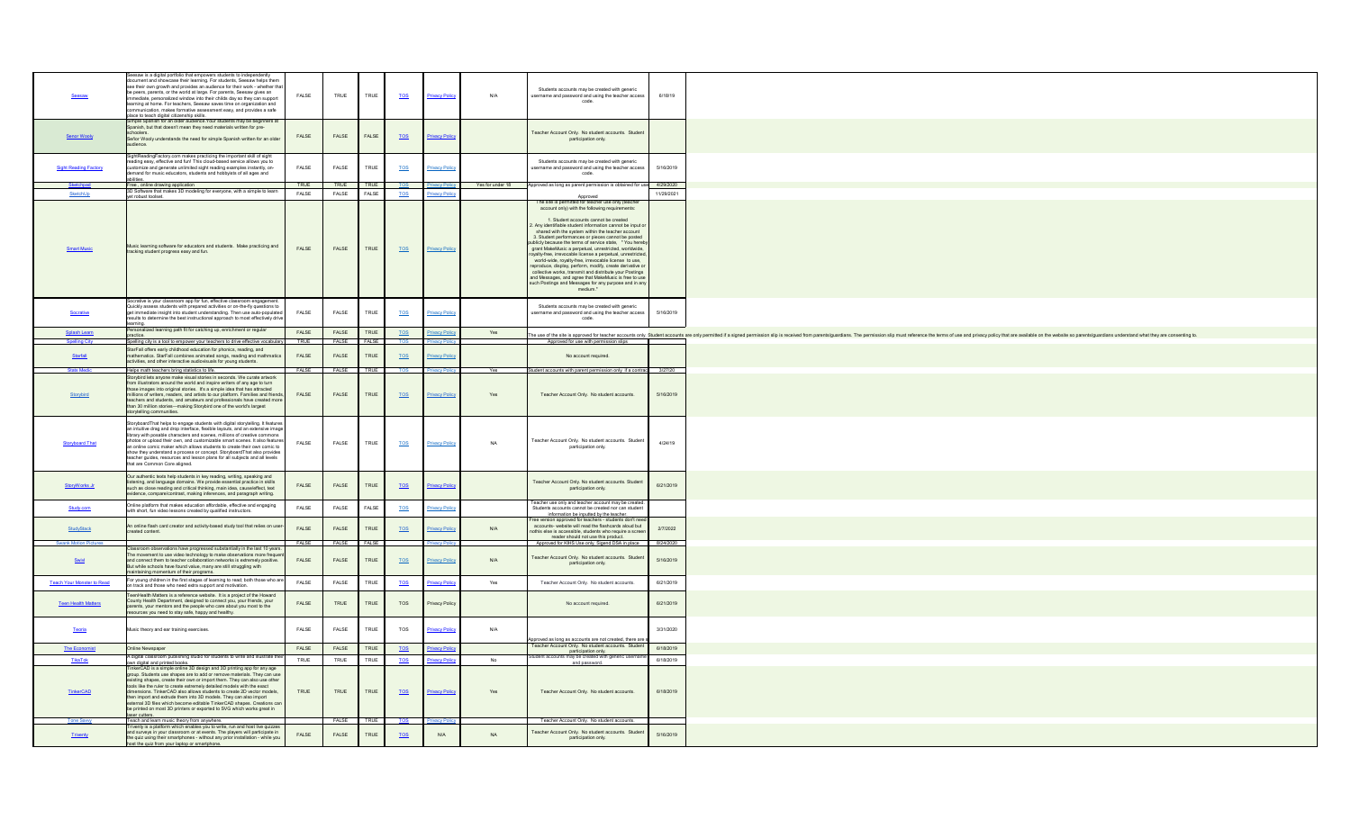| | | | | | | | | | |
|---|---|---|---|---|---|---|---|---|---|
| Seesaw | Seesaw is a digital portfolio that empowers students to independently document and showcase their learning. For students, Seesaw helps them see their own growth and provides an audience for their work - whether that be peers, parents, or the world at large. For parents, Seesaw gives an immediate, personalized window into their childs day so they can support learning at home. For teachers, Seesaw saves time on organization and communication, makes formative assessment easy, and provides a safe place to teach digital citizenship skills. | FALSE | TRUE | TRUE | TOS | Privacy Policy | N/A | Students accounts may be created with generic username and password and using the teacher access code. | 6/18/19 |
| Senor Wooly | Simple Spanish for an older audience Your students may be beginners at Spanish, but that doesn't mean they need materials written for pre-schoolers. Señor Wooly understands the need for simple Spanish written for an older audience. | FALSE | FALSE | FALSE | TOS | Privacy Policy | | Teacher Account Only. No student accounts. Student participation only. | |
| Sight Reading Factory | SightReadingFactory.com makes practicing the important skill of sight reading easy, effective and fun! This cloud-based service allows you to customize and generate unlimited sight reading examples instantly, on-demand for music educators, students and hobbyists of all ages and abilities. | FALSE | FALSE | TRUE | TOS | Privacy Policy | | Students accounts may be created with generic username and password and using the teacher access code. | 5/16/2019 |
| Sketchpad | Free, online drawing application | TRUE | TRUE | TRUE | TOS | Privacy Policy | Yes for under 18 | Approved as long as parent permission is obtained for use | 4/29/2020 |
| SketchUp | 3D Software that makes 3D modeling for everyone, with a simple to learn yet robust toolset. | FALSE | FALSE | FALSE | TOS | Privacy Policy | | Approved | 11/29/2021 |
| Smart Music | Music learning software for educators and students. Make practicing and tracking student progress easy and fun. | FALSE | FALSE | TRUE | TOS | Privacy Policy | | The site is permitted for teacher use only (teacher account only) with the following requirements: 1. Student accounts cannot be created 2. Any identifiable student information cannot be input or shared with the system within the teacher account 3. Student performances or pieces cannot be posted publicly because the terms of service state, " You hereby grant MakeMusic a perpetual, unrestricted, worldwide, royalty-free, irrevocable license a perpetual, unrestricted, world-wide, royalty-free, irrevocable license to use, reproduce, display, perform, modify, create derivative or collective works, transmit and distribute your Postings and Messages, and agree that MakeMusic is free to use such Postings and Messages for any purpose and in any medium." | |
| Socrative | Socrative is your classroom app for fun, effective classroom engagement. Quickly assess students with prepared activities or on-the-fly questions to get immediate insight into student understanding. Then use auto-populated results to determine the best instructional approach to most effectively drive learning. | FALSE | FALSE | TRUE | TOS | Privacy Policy | | Students accounts may be created with generic username and password and using the teacher access code. | 5/16/2019 |
| Splash Learn | Personalized learning path fit for catching up, enrichment or regular practice. | FALSE | FALSE | TRUE | TOS | Privacy Policy | Yes | The use of the site is approved for teacher accounts only. Student accounts are only permitted if a signed permission slip is received from parents/guardians. The permission slip must reference the terms of use and privacy policy that are available on the website so parents/guardians understand what they are consenting to. | |
| Spelling City | Spelling city is a tool to empower your teachers to drive effective vocabulary | TRUE | FALSE | FALSE | TOS | Privacy Policy | | Approved for use with permission slips | |
| Starfall | StarFall offers early childhood education for phonics, reading, and mathematics. StarFall combines animated songs, reading and mathmatics activities, and other interactive audiovisuals for young students. | FALSE | FALSE | TRUE | TOS | Privacy Policy | | No account required. | |
| Stats Medic | Helps math teachers bring statistics to life. | FALSE | FALSE | TRUE | TOS | Privacy Policy | Yes | Student accounts with parent permission only. If a contract | 3/27/20 |
| Storybird | Storybird lets anyone make visual stories in seconds. We curate artwork from illustrators around the world and inspire writers of any age to turn those images into original stories. It's a simple idea that has attracted millions of writers, readers, and artists to our platform. Families and friends, teachers and students, and amateurs and professionals have created more than 30 million stories—making Storybird one of the world's largest storytelling communities. | FALSE | FALSE | TRUE | TOS | Privacy Policy | Yes | Teacher Account Only. No student accounts. | 5/16/2019 |
| Storyboard That | StoryboardThat helps to engage students with digital storytelling. It features an intuitive drag and drop interface, flexible layouts, and an extensive image library with possible characters and scenes, millions of creative commons photos or upload their own, and customizable smart scenes. It also features an online comic maker which allows students to create their own comic to show they understand a process or concept. StoryboardThat also provides teacher guides, resources and lesson plans for all subjects and all levels that are Common Core aligned. | FALSE | FALSE | TRUE | TOS | Privacy Policy | NA | Teacher Account Only. No student accounts. Student participation only. | 4/24/19 |
| StoryWorks Jr | Our authentic texts help students in key reading, writing, speaking and listening, and language domains. We provide essential practice in skills such as close reading and critical thinking, main idea, cause/effect, text evidence, compare/contrast, making inferences, and paragraph writing. | FALSE | FALSE | TRUE | TOS | Privacy Policy | | Teacher Account Only. No student accounts. Student participation only. | 6/21/2019 |
| Study.com | Online platform that makes education affordable, effective and engaging with short, fun video lessons created by qualified instructors. | FALSE | FALSE | FALSE | TOS | Privacy Policy | | Teacher use only and teacher account may be created. Students accounts cannot be created nor can student information be inputted by the teacher. | |
| StudyStack | An online flash card creator and activity-based study tool that relies on user-created content. | FALSE | FALSE | TRUE | TOS | Privacy Policy | N/A | Free version approved for teachers - students don't need accounts- website will read the flashcards aloud but nothis else is accessible, students who require a screen reader should not use this product. | 2/7/2022 |
| Swank Motion Pictures | | FALSE | FALSE | FALSE | | Privacy Policy | | Approved for KIHS Use only, Signed DSA in place | 8/24/2020 |
| Swivl | Classroom observations have progressed substantially in the last 10 years. The movement to use video technology to make observations more frequent and connect them to teacher collaboration networks is extremely positive. But while schools have found value, many are still struggling with maintaining momentum of their programs. | FALSE | FALSE | TRUE | TOS | Privacy Policy | N/A | Teacher Account Only. No student accounts. Student participation only. | 5/16/2019 |
| Teach Your Monster to Read | For young children in the first stages of learning to read: both those who are on track and those who need extra support and motivation. | FALSE | FALSE | TRUE | TOS | Privacy Policy | Yes | Teacher Account Only. No student accounts. | 6/21/2019 |
| Teen Health Matters | TeenHealth Matters is a reference website. It is a project of the Howard County Health Department, designed to connect you, your friends, your parents, your mentors and the people who care about you most to the resources you need to stay safe, happy and healthy. | FALSE | TRUE | TRUE | TOS | Privacy Policy | | No account required. | 6/21/2019 |
| Teoria | Music theory and ear training exercises. | FALSE | FALSE | TRUE | TOS | Privacy Policy | N/A | Approved as long as accounts are not created; there are | 3/31/2020 |
| The Economist | Online Newspaper | FALSE | FALSE | TRUE | TOS | Privacy Policy | | Teacher Account Only. No student accounts. Student participation only. | 6/18/2019 |
| TikaTok | A digital classroom publishing studio for students to write and illustrate their own digital and printed books. | TRUE | TRUE | TRUE | TOS | Privacy Policy | No | Student accounts may be created with generic username and password. | 6/18/2019 |
| TinkerCAD | TinkerCAD is a simple online 3D design and 3D printing app for any age group. Students use shapes are to add or remove materials. They can use existing shapes, create their own or import them. They can also use other tools like the ruler to create extremely detailed models with the exact dimensions. TinkerCAD also allows students to create 2D vector models, then import and extrude them into 3D models. They can also import external 3D files which become editable TinkerCAD shapes. Creations can be printed on most 3D printers or exported to SVG which works great in laser cutters. | TRUE | TRUE | TRUE | TOS | Privacy Policy | Yes | Teacher Account Only. No student accounts. | 6/18/2019 |
| Tone Savvy | Teach and learn music theory from anywhere. | | FALSE | TRUE | TOS | Privacy Policy | | Teacher Account Only. No student accounts. | |
| Triventy | Triventy is a platform which enables you to write, run and host live quizzes and surveys in your classroom or at events. The players will participate in the quiz using their smartphones - without any prior installation - while you host the quiz from your laptop or smartphone. | FALSE | FALSE | TRUE | TOS | N/A | NA | Teacher Account Only. No student accounts. Student participation only. | 5/16/2019 |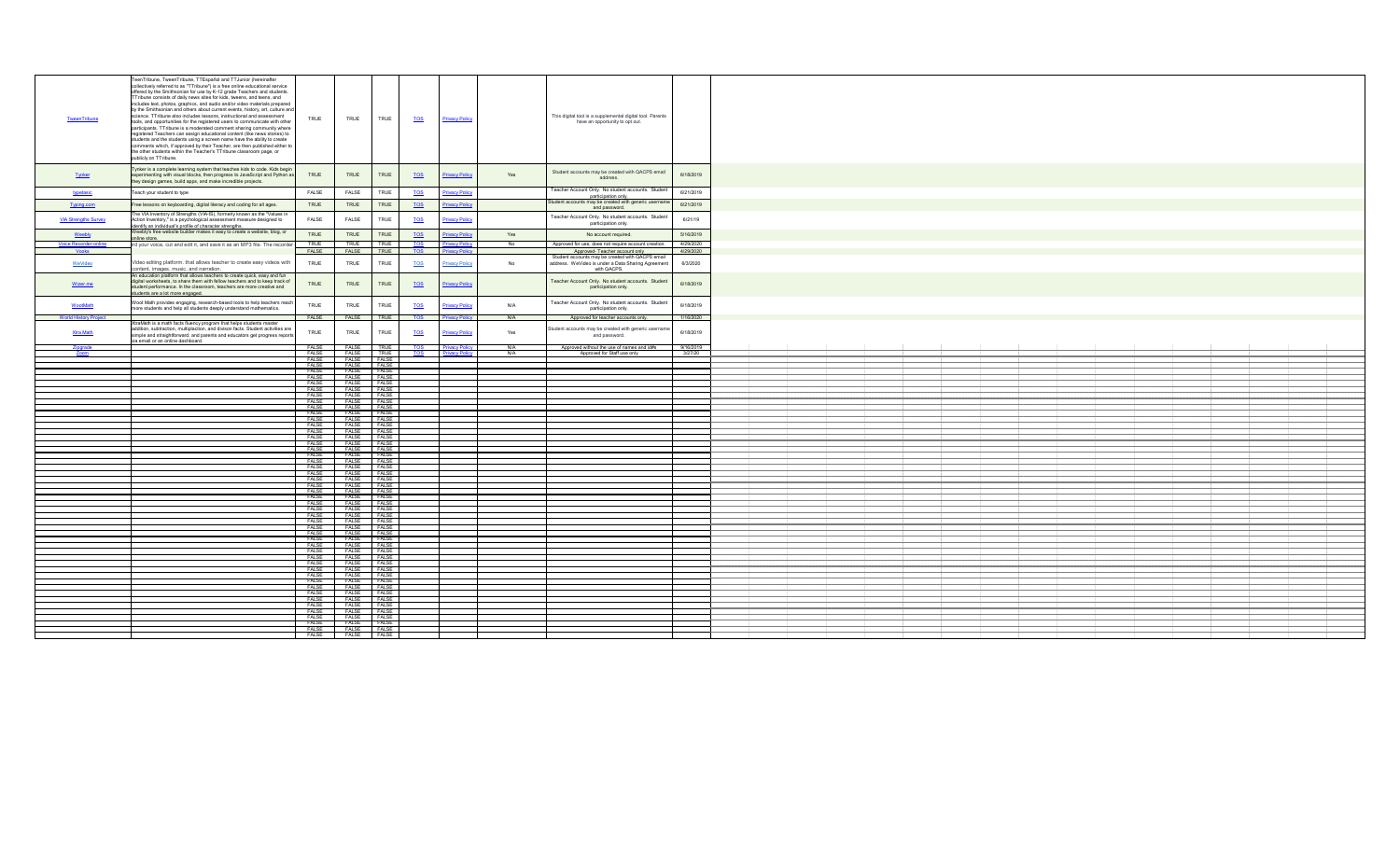| | | | | | | | | | |
|---|---|---|---|---|---|---|---|---|---|
| TweenTribune | TeenTribune, TweenTribune, TTEspañol and TTJunior (hereinafter collectively referred to as "TTribune") is a free online educational service offered by the Smithsonian for use by K-12 grade Teachers and students. TTribune consists of daily news sites for kids, tweens, and teens, and includes text, photos, graphics, and audio and/or video materials prepared by the Smithsonian and others about current events, history, art, culture and science. TTribune also includes lessons, instructional and assessment tools, and opportunities for the registered users to communicate with other participants. TTribune is a moderated comment sharing community where registered Teachers can assign educational content (like news stories) to students and the students using a screen name have the ability to create comments which, if approved by their Teacher, are then published either to the other students within the Teacher's TTribune classroom page, or publicly on TTribune. | TRUE | TRUE | TRUE | TOS | Privacy Policy | | This digital tool is a supplemental digital tool. Parents have an opportunity to opt out. | |
| Tynker | Tynker is a complete learning system that teaches kids to code. Kids begin experimenting with visual blocks, then progress to JavaScript and Python as they design games, build apps, and make incredible projects. | TRUE | TRUE | TRUE | TOS | Privacy Policy | Yes | Student accounts may be created with OACPS email address. | 6/18/2019 |
| typetastic | Teach your student to type | FALSE | FALSE | TRUE | TOS | Privacy Policy | | Teacher Account Only. No student accounts. Student participation only. | 6/21/2019 |
| Typing.com | Free lessons on keyboarding, digital literacy and coding for all ages. | TRUE | TRUE | TRUE | TOS | Privacy Policy | | Student accounts may be created with generic username and password. | 6/21/2019 |
| VIA Strengths Survey | The VIA Inventory of Strengths (VIA-IS), formerly known as the "Values in Action Inventory," is a psychological assessment measure designed to identify an individual's profile of character strengths. | FALSE | TRUE | TRUE | TOS | Privacy Policy | | Teacher Account Only. No student accounts. Student participation only. | 6/21/19 |
| Weebly | Weebly's free website builder makes it easy to create a website, blog, or online store. | TRUE | TRUE | TRUE | TOS | Privacy Policy | Yes | No account required. | 5/16/2019 |
| Voice Recorder-online | ord your voice, cut and edit it, and save it as an MP3 file. The recorder | TRUE | TRUE | TRUE | TOS | Privacy Policy | No | Approved for use, does not require account creation | 4/29/2020 |
| Vooks | | FALSE | FALSE | TRUE | TOS | Privacy Policy | | Approved- Teacher account only | 4/29/2020 |
| WeVideo | Video editing platform that allows teacher to create easy videos with content, images, music, and narration. | TRUE | TRUE | TRUE | TOS | Privacy Policy | No | Student accounts may be created with OACPS email address. WeVideo is under a Data Sharing Agreement with OACPS. | 6/3/2020 |
| Wizer.me | An education platform that allows teachers to create quick, easy and fun digital worksheets, to share them with fellow teachers and to keep track of student performance. In the classroom, teachers are more creative and students are a lot more engaged. | TRUE | TRUE | TRUE | TOS | Privacy Policy | | Teacher Account Only. No student accounts. Student participation only. | 6/18/2019 |
| WootMath | Woot Math provides engaging, research-based tools to help teachers reach more students and help all students deeply understand mathematics. | TRUE | TRUE | TRUE | TOS | Privacy Policy | N/A | Teacher Account Only. No student accounts. Student participation only. | 6/18/2019 |
| World History Project | | FALSE | FALSE | TRUE | TOS | Privacy Policy | N/A | Approved for teacher accounts only. | 1/16/2020 |
| Xtra Math | XtraMath is a math facts fluency program that helps students master addition, subtraction, multiplication, and divison facts. Student activities are simple and straightforward, and parents and educators get progress reports via email or an online dashboard. | TRUE | TRUE | TRUE | TOS | Privacy Policy | Yes | Student accounts may be created with generic username and password. | 6/18/2019 |
| Zipgrade | | FALSE | FALSE | TRUE | TOS | Privacy Policy | N/A | Approved without the use of names and id#s | 9/16/2019 |
| Zoom | | FALSE | FALSE | TRUE | TOS | Privacy Policy | N/A | Approved for Staff use only | 3/27/20 |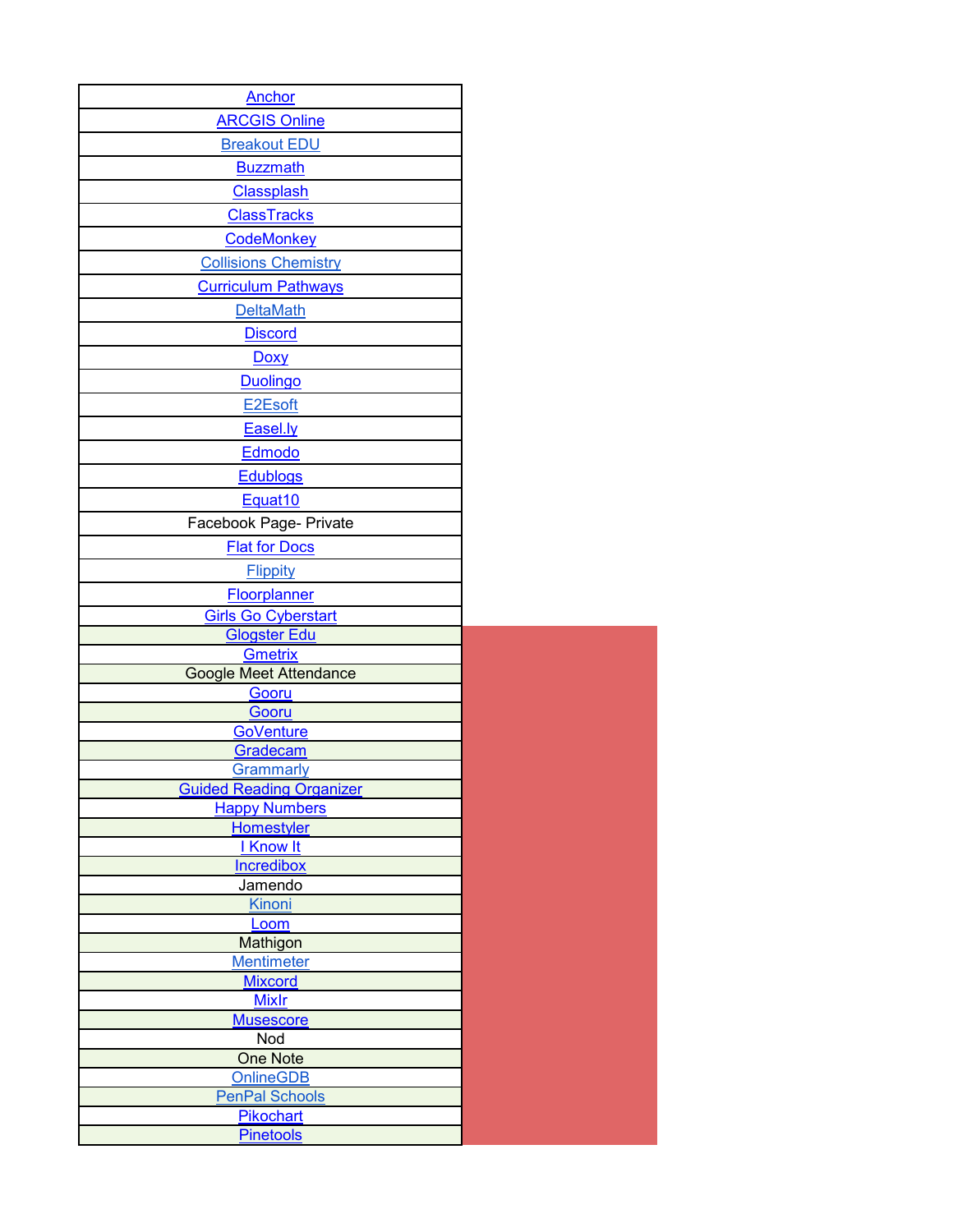| |
|---|
| Anchor |
| ARCGIS Online |
| Breakout EDU |
| Buzzmath |
| Classplash |
| ClassTracks |
| CodeMonkey |
| Collisions Chemistry |
| Curriculum Pathways |
| DeltaMath |
| Discord |
| Doxy |
| Duolingo |
| E2Esoft |
| Easel.ly |
| Edmodo |
| Edublogs |
| Equat10 |
| Facebook Page- Private |
| Flat for Docs |
| Flippity |
| Floorplanner |
| Girls Go Cyberstart |
| Glogster Edu |
| Gmetrix |
| Google Meet Attendance |
| Gooru |
| Gooru |
| GoVenture |
| Gradecam |
| Grammarly |
| Guided Reading Organizer |
| Happy Numbers |
| Homestyler |
| I Know It |
| Incredibox |
| Jamendo |
| Kinoni |
| Loom |
| Mathigon |
| Mentimeter |
| Mixcord |
| Mixlr |
| Musescore |
| Nod |
| One Note |
| OnlineGDB |
| PenPal Schools |
| Pikochart |
| Pinetools |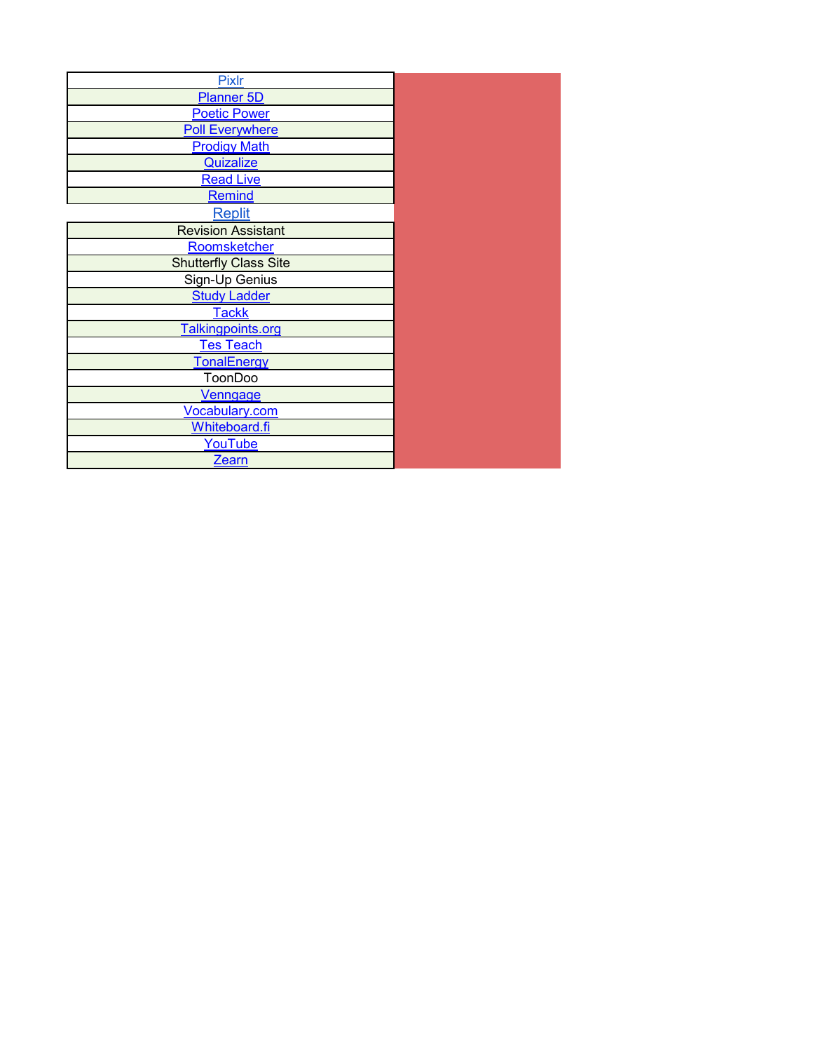| |
|---|
| Pixlr |
| Planner 5D |
| Poetic Power |
| Poll Everywhere |
| Prodigy Math |
| Quizalize |
| Read Live |
| Remind |
| Replit |
| Revision Assistant |
| Roomsketcher |
| Shutterfly Class Site |
| Sign-Up Genius |
| Study Ladder |
| Tackk |
| Talkingpoints.org |
| Tes Teach |
| TonalEnergy |
| ToonDoo |
| Venngage |
| Vocabulary.com |
| Whiteboard.fi |
| YouTube |
| Zearn |